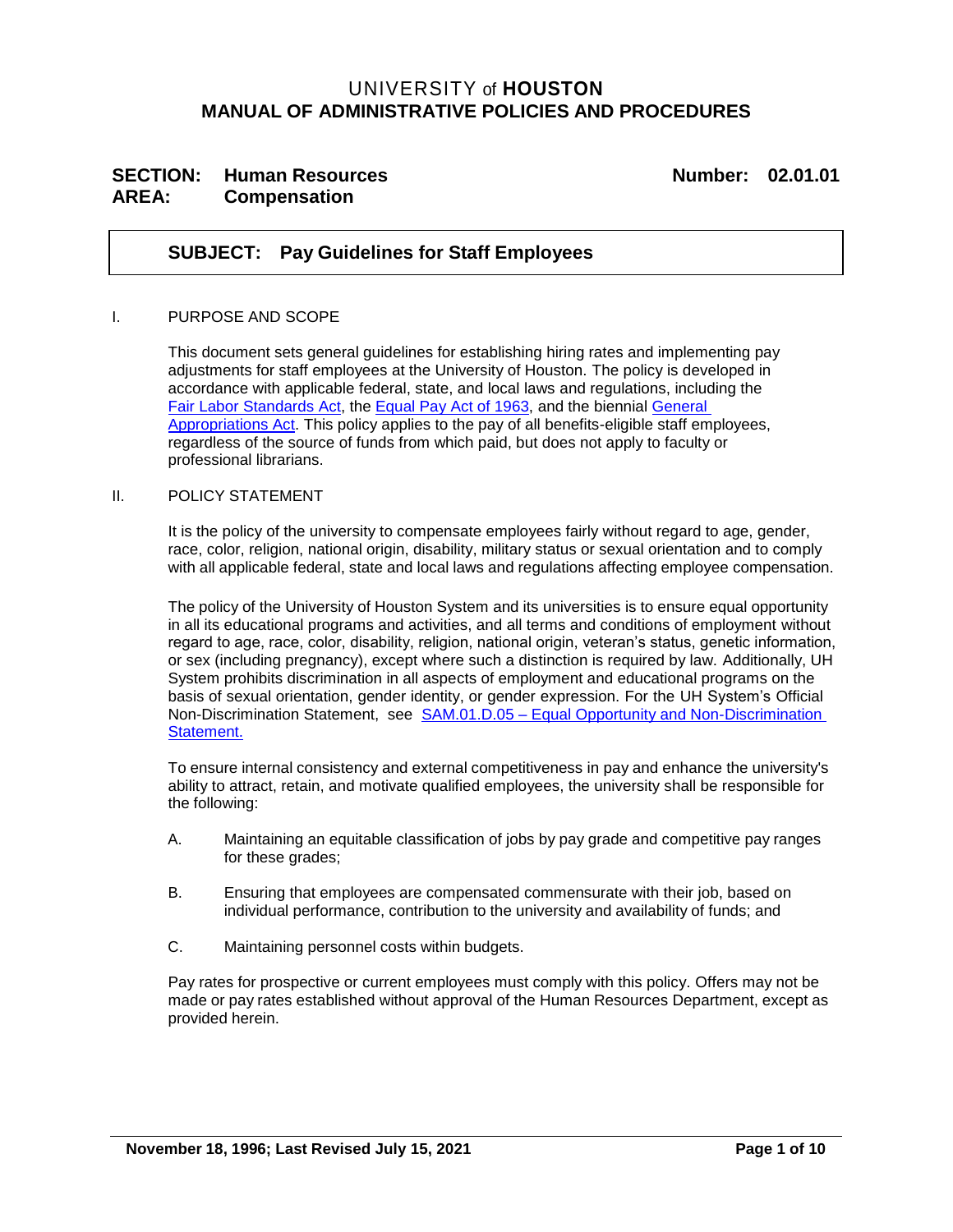# UNIVERSITY of HOUSTON
# MANUAL OF ADMINISTRATIVE POLICIES AND PROCEDURES

**SECTION: Human Resources** **Number: 02.01.01**
**AREA: Compensation**

## SUBJECT: Pay Guidelines for Staff Employees

I. PURPOSE AND SCOPE

This document sets general guidelines for establishing hiring rates and implementing pay adjustments for staff employees at the University of Houston. The policy is developed in accordance with applicable federal, state, and local laws and regulations, including the Fair Labor Standards Act, the Equal Pay Act of 1963, and the biennial General Appropriations Act. This policy applies to the pay of all benefits-eligible staff employees, regardless of the source of funds from which paid, but does not apply to faculty or professional librarians.

II. POLICY STATEMENT

It is the policy of the university to compensate employees fairly without regard to age, gender, race, color, religion, national origin, disability, military status or sexual orientation and to comply with all applicable federal, state and local laws and regulations affecting employee compensation.

The policy of the University of Houston System and its universities is to ensure equal opportunity in all its educational programs and activities, and all terms and conditions of employment without regard to age, race, color, disability, religion, national origin, veteran's status, genetic information, or sex (including pregnancy), except where such a distinction is required by law. Additionally, UH System prohibits discrimination in all aspects of employment and educational programs on the basis of sexual orientation, gender identity, or gender expression. For the UH System's Official Non-Discrimination Statement, see SAM.01.D.05 – Equal Opportunity and Non-Discrimination Statement.

To ensure internal consistency and external competitiveness in pay and enhance the university's ability to attract, retain, and motivate qualified employees, the university shall be responsible for the following:

A. Maintaining an equitable classification of jobs by pay grade and competitive pay ranges for these grades;

B. Ensuring that employees are compensated commensurate with their job, based on individual performance, contribution to the university and availability of funds; and

C. Maintaining personnel costs within budgets.

Pay rates for prospective or current employees must comply with this policy. Offers may not be made or pay rates established without approval of the Human Resources Department, except as provided herein.

November 18, 1996; Last Revised July 15, 2021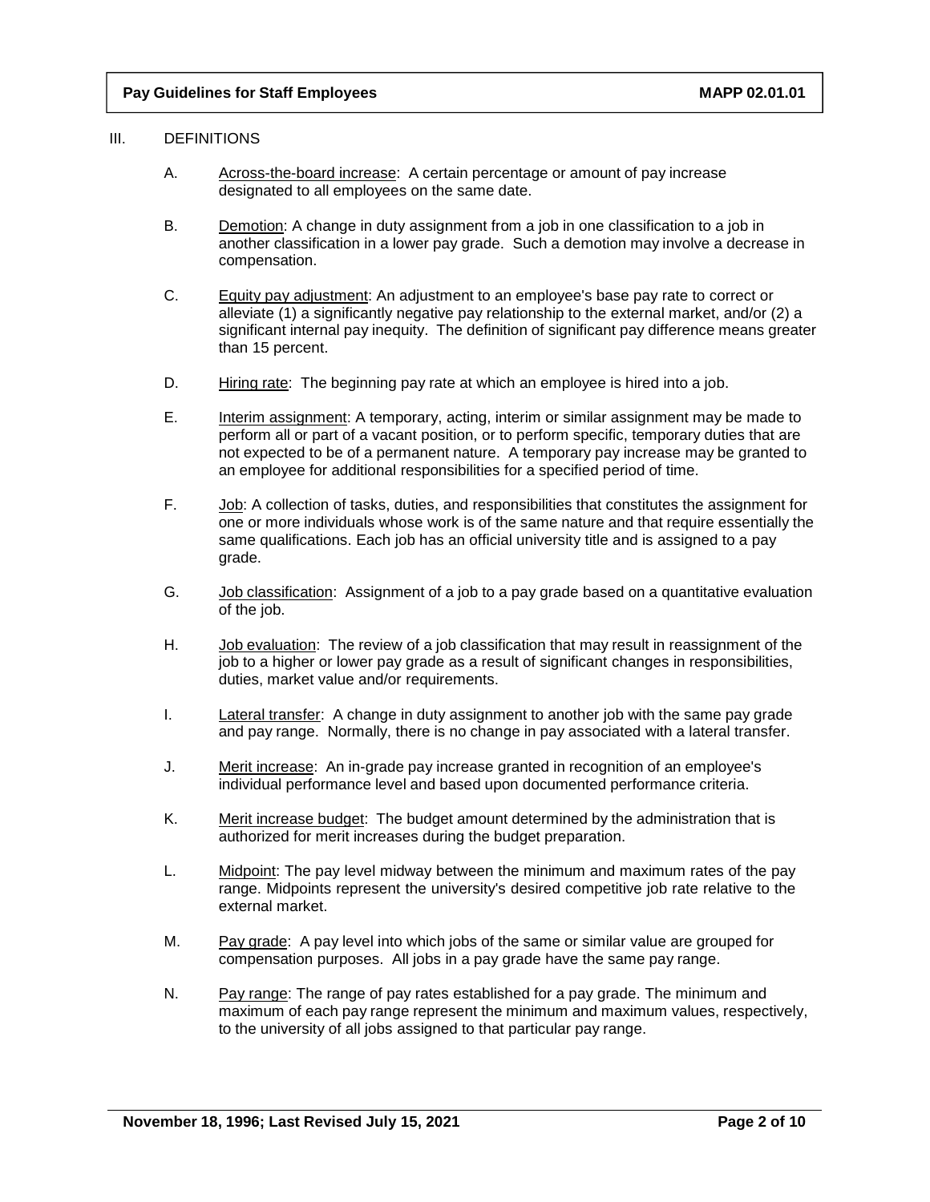## III. DEFINITIONS

A. Across-the-board increase: A certain percentage or amount of pay increase designated to all employees on the same date.

B. Demotion: A change in duty assignment from a job in one classification to a job in another classification in a lower pay grade. Such a demotion may involve a decrease in compensation.

C. Equity pay adjustment: An adjustment to an employee's base pay rate to correct or alleviate (1) a significantly negative pay relationship to the external market, and/or (2) a significant internal pay inequity. The definition of significant pay difference means greater than 15 percent.

D. Hiring rate: The beginning pay rate at which an employee is hired into a job.

E. Interim assignment: A temporary, acting, interim or similar assignment may be made to perform all or part of a vacant position, or to perform specific, temporary duties that are not expected to be of a permanent nature. A temporary pay increase may be granted to an employee for additional responsibilities for a specified period of time.

F. Job: A collection of tasks, duties, and responsibilities that constitutes the assignment for one or more individuals whose work is of the same nature and that require essentially the same qualifications. Each job has an official university title and is assigned to a pay grade.

G. Job classification: Assignment of a job to a pay grade based on a quantitative evaluation of the job.

H. Job evaluation: The review of a job classification that may result in reassignment of the job to a higher or lower pay grade as a result of significant changes in responsibilities, duties, market value and/or requirements.

I. Lateral transfer: A change in duty assignment to another job with the same pay grade and pay range. Normally, there is no change in pay associated with a lateral transfer.

J. Merit increase: An in-grade pay increase granted in recognition of an employee's individual performance level and based upon documented performance criteria.

K. Merit increase budget: The budget amount determined by the administration that is authorized for merit increases during the budget preparation.

L. Midpoint: The pay level midway between the minimum and maximum rates of the pay range. Midpoints represent the university's desired competitive job rate relative to the external market.

M. Pay grade: A pay level into which jobs of the same or similar value are grouped for compensation purposes. All jobs in a pay grade have the same pay range.

N. Pay range: The range of pay rates established for a pay grade. The minimum and maximum of each pay range represent the minimum and maximum values, respectively, to the university of all jobs assigned to that particular pay range.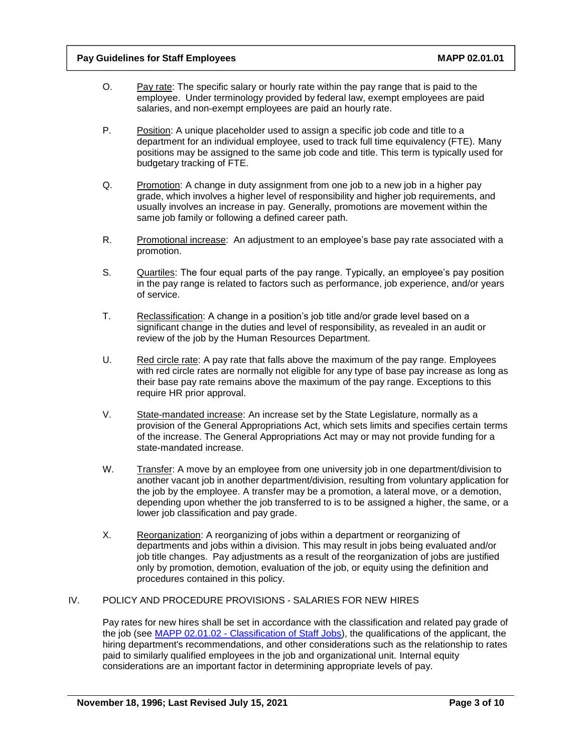O. Pay rate: The specific salary or hourly rate within the pay range that is paid to the employee. Under terminology provided by federal law, exempt employees are paid salaries, and non-exempt employees are paid an hourly rate.

P. Position: A unique placeholder used to assign a specific job code and title to a department for an individual employee, used to track full time equivalency (FTE). Many positions may be assigned to the same job code and title. This term is typically used for budgetary tracking of FTE.

Q. Promotion: A change in duty assignment from one job to a new job in a higher pay grade, which involves a higher level of responsibility and higher job requirements, and usually involves an increase in pay. Generally, promotions are movement within the same job family or following a defined career path.

R. Promotional increase: An adjustment to an employee's base pay rate associated with a promotion.

S. Quartiles: The four equal parts of the pay range. Typically, an employee's pay position in the pay range is related to factors such as performance, job experience, and/or years of service.

T. Reclassification: A change in a position's job title and/or grade level based on a significant change in the duties and level of responsibility, as revealed in an audit or review of the job by the Human Resources Department.

U. Red circle rate: A pay rate that falls above the maximum of the pay range. Employees with red circle rates are normally not eligible for any type of base pay increase as long as their base pay rate remains above the maximum of the pay range. Exceptions to this require HR prior approval.

V. State-mandated increase: An increase set by the State Legislature, normally as a provision of the General Appropriations Act, which sets limits and specifies certain terms of the increase. The General Appropriations Act may or may not provide funding for a state-mandated increase.

W. Transfer: A move by an employee from one university job in one department/division to another vacant job in another department/division, resulting from voluntary application for the job by the employee. A transfer may be a promotion, a lateral move, or a demotion, depending upon whether the job transferred to is to be assigned a higher, the same, or a lower job classification and pay grade.

X. Reorganization: A reorganizing of jobs within a department or reorganizing of departments and jobs within a division. This may result in jobs being evaluated and/or job title changes. Pay adjustments as a result of the reorganization of jobs are justified only by promotion, demotion, evaluation of the job, or equity using the definition and procedures contained in this policy.

## IV. POLICY AND PROCEDURE PROVISIONS - SALARIES FOR NEW HIRES

Pay rates for new hires shall be set in accordance with the classification and related pay grade of the job (see MAPP 02.01.02 - Classification of Staff Jobs), the qualifications of the applicant, the hiring department's recommendations, and other considerations such as the relationship to rates paid to similarly qualified employees in the job and organizational unit. Internal equity considerations are an important factor in determining appropriate levels of pay.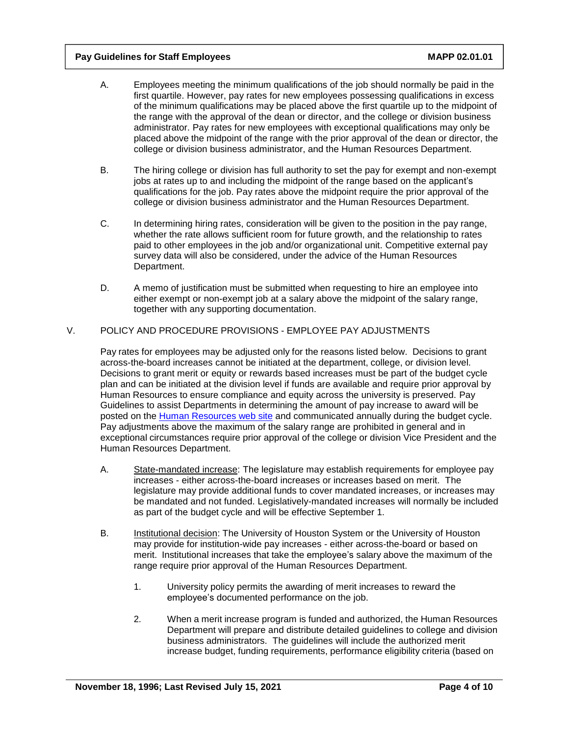A. Employees meeting the minimum qualifications of the job should normally be paid in the first quartile. However, pay rates for new employees possessing qualifications in excess of the minimum qualifications may be placed above the first quartile up to the midpoint of the range with the approval of the dean or director, and the college or division business administrator. Pay rates for new employees with exceptional qualifications may only be placed above the midpoint of the range with the prior approval of the dean or director, the college or division business administrator, and the Human Resources Department.

B. The hiring college or division has full authority to set the pay for exempt and non-exempt jobs at rates up to and including the midpoint of the range based on the applicant's qualifications for the job. Pay rates above the midpoint require the prior approval of the college or division business administrator and the Human Resources Department.

C. In determining hiring rates, consideration will be given to the position in the pay range, whether the rate allows sufficient room for future growth, and the relationship to rates paid to other employees in the job and/or organizational unit. Competitive external pay survey data will also be considered, under the advice of the Human Resources Department.

D. A memo of justification must be submitted when requesting to hire an employee into either exempt or non-exempt job at a salary above the midpoint of the salary range, together with any supporting documentation.

## V. POLICY AND PROCEDURE PROVISIONS - EMPLOYEE PAY ADJUSTMENTS

Pay rates for employees may be adjusted only for the reasons listed below. Decisions to grant across-the-board increases cannot be initiated at the department, college, or division level. Decisions to grant merit or equity or rewards based increases must be part of the budget cycle plan and can be initiated at the division level if funds are available and require prior approval by Human Resources to ensure compliance and equity across the university is preserved. Pay Guidelines to assist Departments in determining the amount of pay increase to award will be posted on the [Human Resources web site] and communicated annually during the budget cycle. Pay adjustments above the maximum of the salary range are prohibited in general and in exceptional circumstances require prior approval of the college or division Vice President and the Human Resources Department.

A. State-mandated increase: The legislature may establish requirements for employee pay increases - either across-the-board increases or increases based on merit. The legislature may provide additional funds to cover mandated increases, or increases may be mandated and not funded. Legislatively-mandated increases will normally be included as part of the budget cycle and will be effective September 1.

B. Institutional decision: The University of Houston System or the University of Houston may provide for institution-wide pay increases - either across-the-board or based on merit. Institutional increases that take the employee's salary above the maximum of the range require prior approval of the Human Resources Department.

1. University policy permits the awarding of merit increases to reward the employee's documented performance on the job.

2. When a merit increase program is funded and authorized, the Human Resources Department will prepare and distribute detailed guidelines to college and division business administrators. The guidelines will include the authorized merit increase budget, funding requirements, performance eligibility criteria (based on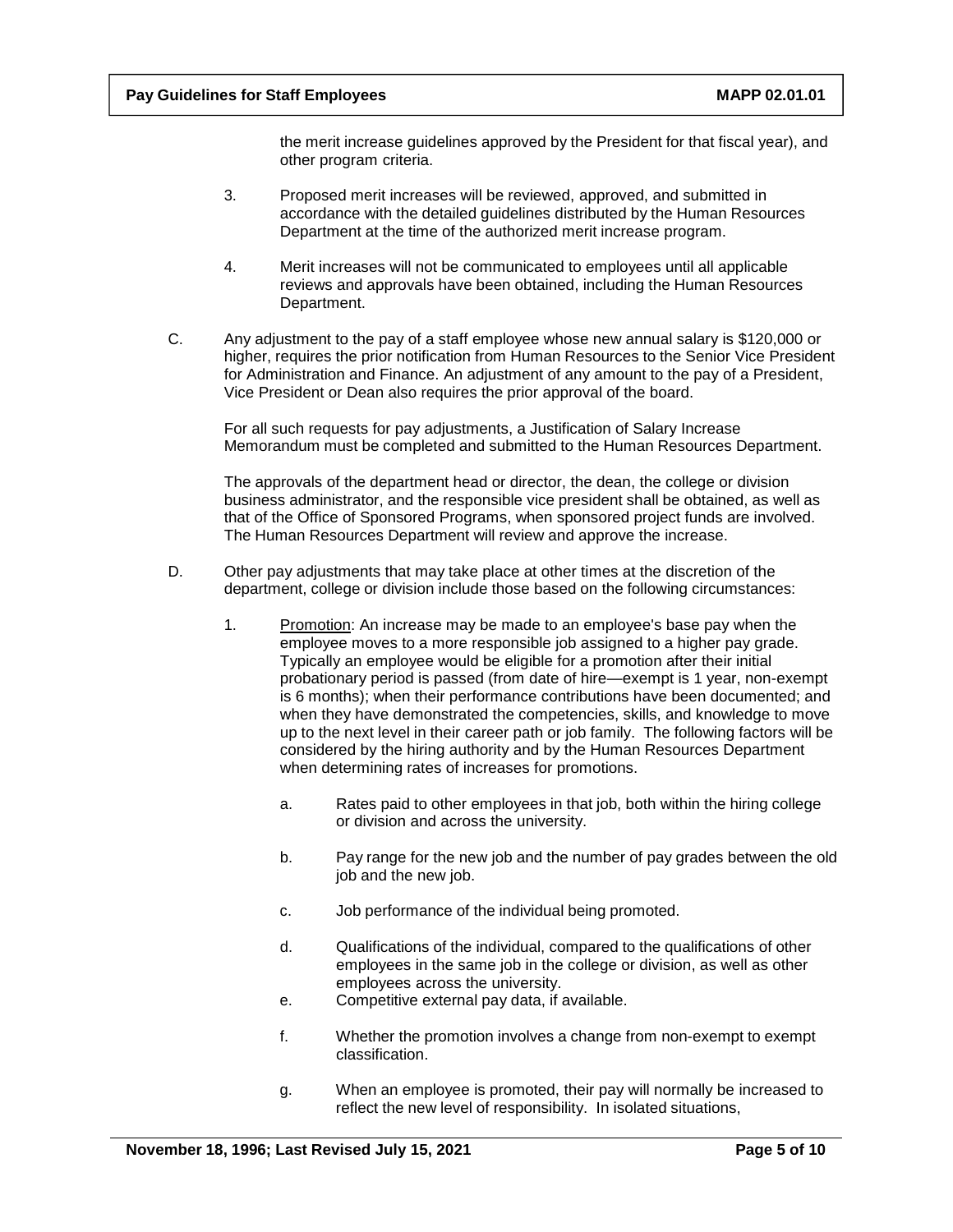the merit increase guidelines approved by the President for that fiscal year), and other program criteria.

3. Proposed merit increases will be reviewed, approved, and submitted in accordance with the detailed guidelines distributed by the Human Resources Department at the time of the authorized merit increase program.

4. Merit increases will not be communicated to employees until all applicable reviews and approvals have been obtained, including the Human Resources Department.

C. Any adjustment to the pay of a staff employee whose new annual salary is $120,000 or higher, requires the prior notification from Human Resources to the Senior Vice President for Administration and Finance. An adjustment of any amount to the pay of a President, Vice President or Dean also requires the prior approval of the board.

   For all such requests for pay adjustments, a Justification of Salary Increase Memorandum must be completed and submitted to the Human Resources Department.

   The approvals of the department head or director, the dean, the college or division business administrator, and the responsible vice president shall be obtained, as well as that of the Office of Sponsored Programs, when sponsored project funds are involved. The Human Resources Department will review and approve the increase.

D. Other pay adjustments that may take place at other times at the discretion of the department, college or division include those based on the following circumstances:

   1. <u>Promotion</u>: An increase may be made to an employee's base pay when the employee moves to a more responsible job assigned to a higher pay grade. Typically an employee would be eligible for a promotion after their initial probationary period is passed (from date of hire—exempt is 1 year, non-exempt is 6 months); when their performance contributions have been documented; and when they have demonstrated the competencies, skills, and knowledge to move up to the next level in their career path or job family. The following factors will be considered by the hiring authority and by the Human Resources Department when determining rates of increases for promotions.

      a. Rates paid to other employees in that job, both within the hiring college or division and across the university.

      b. Pay range for the new job and the number of pay grades between the old job and the new job.

      c. Job performance of the individual being promoted.

      d. Qualifications of the individual, compared to the qualifications of other employees in the same job in the college or division, as well as other employees across the university.

      e. Competitive external pay data, if available.

      f. Whether the promotion involves a change from non-exempt to exempt classification.

      g. When an employee is promoted, their pay will normally be increased to reflect the new level of responsibility. In isolated situations,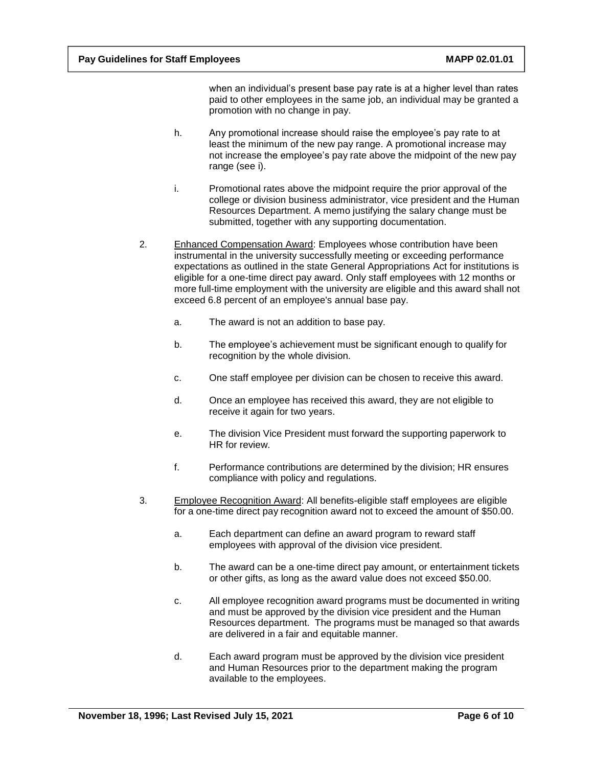when an individual's present base pay rate is at a higher level than rates paid to other employees in the same job, an individual may be granted a promotion with no change in pay.

h. Any promotional increase should raise the employee's pay rate to at least the minimum of the new pay range. A promotional increase may not increase the employee's pay rate above the midpoint of the new pay range (see i).

i. Promotional rates above the midpoint require the prior approval of the college or division business administrator, vice president and the Human Resources Department. A memo justifying the salary change must be submitted, together with any supporting documentation.

2. Enhanced Compensation Award: Employees whose contribution have been instrumental in the university successfully meeting or exceeding performance expectations as outlined in the state General Appropriations Act for institutions is eligible for a one-time direct pay award. Only staff employees with 12 months or more full-time employment with the university are eligible and this award shall not exceed 6.8 percent of an employee's annual base pay.

   a. The award is not an addition to base pay.

   b. The employee's achievement must be significant enough to qualify for recognition by the whole division.

   c. One staff employee per division can be chosen to receive this award.

   d. Once an employee has received this award, they are not eligible to receive it again for two years.

   e. The division Vice President must forward the supporting paperwork to HR for review.

   f. Performance contributions are determined by the division; HR ensures compliance with policy and regulations.

3. Employee Recognition Award: All benefits-eligible staff employees are eligible for a one-time direct pay recognition award not to exceed the amount of $50.00.

   a. Each department can define an award program to reward staff employees with approval of the division vice president.

   b. The award can be a one-time direct pay amount, or entertainment tickets or other gifts, as long as the award value does not exceed $50.00.

   c. All employee recognition award programs must be documented in writing and must be approved by the division vice president and the Human Resources department. The programs must be managed so that awards are delivered in a fair and equitable manner.

   d. Each award program must be approved by the division vice president and Human Resources prior to the department making the program available to the employees.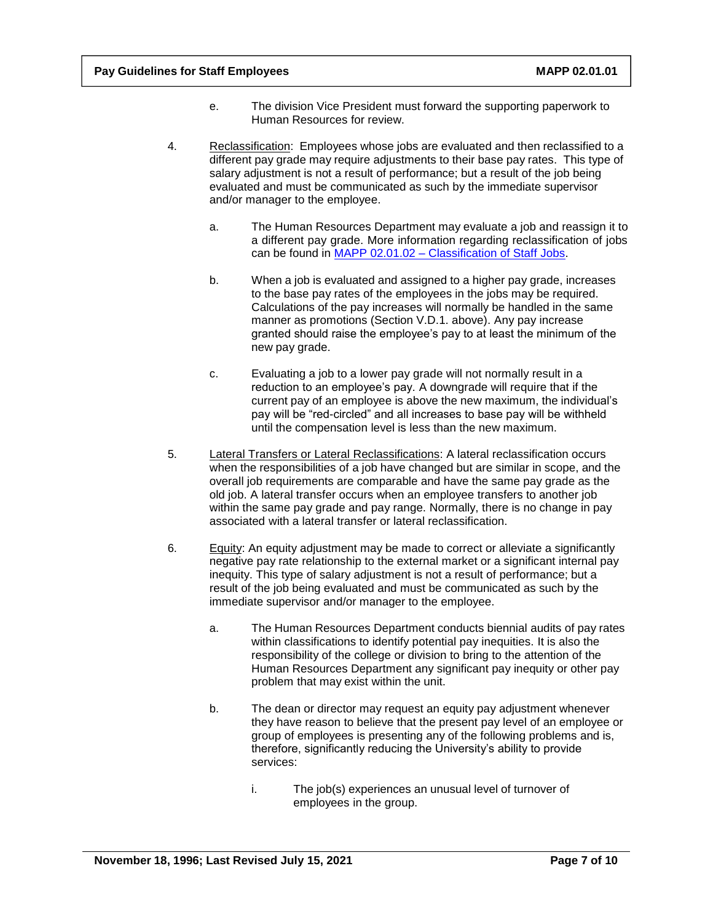e. The division Vice President must forward the supporting paperwork to Human Resources for review.

4. Reclassification: Employees whose jobs are evaluated and then reclassified to a different pay grade may require adjustments to their base pay rates. This type of salary adjustment is not a result of performance; but a result of the job being evaluated and must be communicated as such by the immediate supervisor and/or manager to the employee.

   a. The Human Resources Department may evaluate a job and reassign it to a different pay grade. More information regarding reclassification of jobs can be found in MAPP 02.01.02 – Classification of Staff Jobs.

   b. When a job is evaluated and assigned to a higher pay grade, increases to the base pay rates of the employees in the jobs may be required. Calculations of the pay increases will normally be handled in the same manner as promotions (Section V.D.1. above). Any pay increase granted should raise the employee's pay to at least the minimum of the new pay grade.

   c. Evaluating a job to a lower pay grade will not normally result in a reduction to an employee's pay. A downgrade will require that if the current pay of an employee is above the new maximum, the individual's pay will be "red-circled" and all increases to base pay will be withheld until the compensation level is less than the new maximum.

5. Lateral Transfers or Lateral Reclassifications: A lateral reclassification occurs when the responsibilities of a job have changed but are similar in scope, and the overall job requirements are comparable and have the same pay grade as the old job. A lateral transfer occurs when an employee transfers to another job within the same pay grade and pay range. Normally, there is no change in pay associated with a lateral transfer or lateral reclassification.

6. Equity: An equity adjustment may be made to correct or alleviate a significantly negative pay rate relationship to the external market or a significant internal pay inequity. This type of salary adjustment is not a result of performance; but a result of the job being evaluated and must be communicated as such by the immediate supervisor and/or manager to the employee.

   a. The Human Resources Department conducts biennial audits of pay rates within classifications to identify potential pay inequities. It is also the responsibility of the college or division to bring to the attention of the Human Resources Department any significant pay inequity or other pay problem that may exist within the unit.

   b. The dean or director may request an equity pay adjustment whenever they have reason to believe that the present pay level of an employee or group of employees is presenting any of the following problems and is, therefore, significantly reducing the University's ability to provide services:

      i. The job(s) experiences an unusual level of turnover of employees in the group.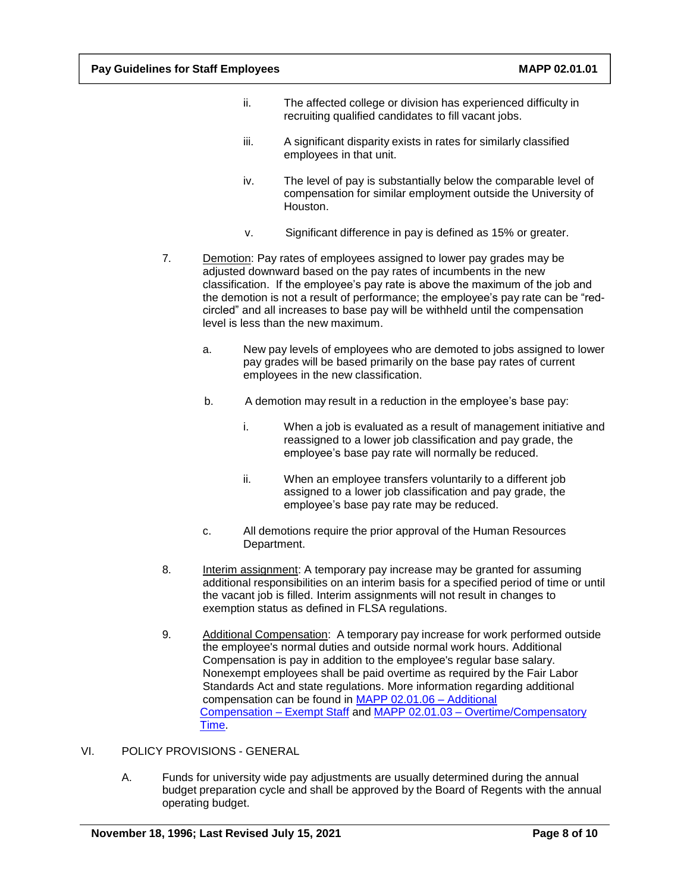ii. The affected college or division has experienced difficulty in recruiting qualified candidates to fill vacant jobs.

iii. A significant disparity exists in rates for similarly classified employees in that unit.

iv. The level of pay is substantially below the comparable level of compensation for similar employment outside the University of Houston.

v. Significant difference in pay is defined as 15% or greater.

7. <u>Demotion</u>: Pay rates of employees assigned to lower pay grades may be adjusted downward based on the pay rates of incumbents in the new classification. If the employee's pay rate is above the maximum of the job and the demotion is not a result of performance; the employee's pay rate can be "red-circled" and all increases to base pay will be withheld until the compensation level is less than the new maximum.

   a. New pay levels of employees who are demoted to jobs assigned to lower pay grades will be based primarily on the base pay rates of current employees in the new classification.

   b. A demotion may result in a reduction in the employee's base pay:

      i. When a job is evaluated as a result of management initiative and reassigned to a lower job classification and pay grade, the employee's base pay rate will normally be reduced.

      ii. When an employee transfers voluntarily to a different job assigned to a lower job classification and pay grade, the employee's base pay rate may be reduced.

   c. All demotions require the prior approval of the Human Resources Department.

8. <u>Interim assignment</u>: A temporary pay increase may be granted for assuming additional responsibilities on an interim basis for a specified period of time or until the vacant job is filled. Interim assignments will not result in changes to exemption status as defined in FLSA regulations.

9. <u>Additional Compensation</u>: A temporary pay increase for work performed outside the employee's normal duties and outside normal work hours. Additional Compensation is pay in addition to the employee's regular base salary. Nonexempt employees shall be paid overtime as required by the Fair Labor Standards Act and state regulations. More information regarding additional compensation can be found in MAPP 02.01.06 – Additional Compensation – Exempt Staff and MAPP 02.01.03 – Overtime/Compensatory Time.

VI. POLICY PROVISIONS - GENERAL

A. Funds for university wide pay adjustments are usually determined during the annual budget preparation cycle and shall be approved by the Board of Regents with the annual operating budget.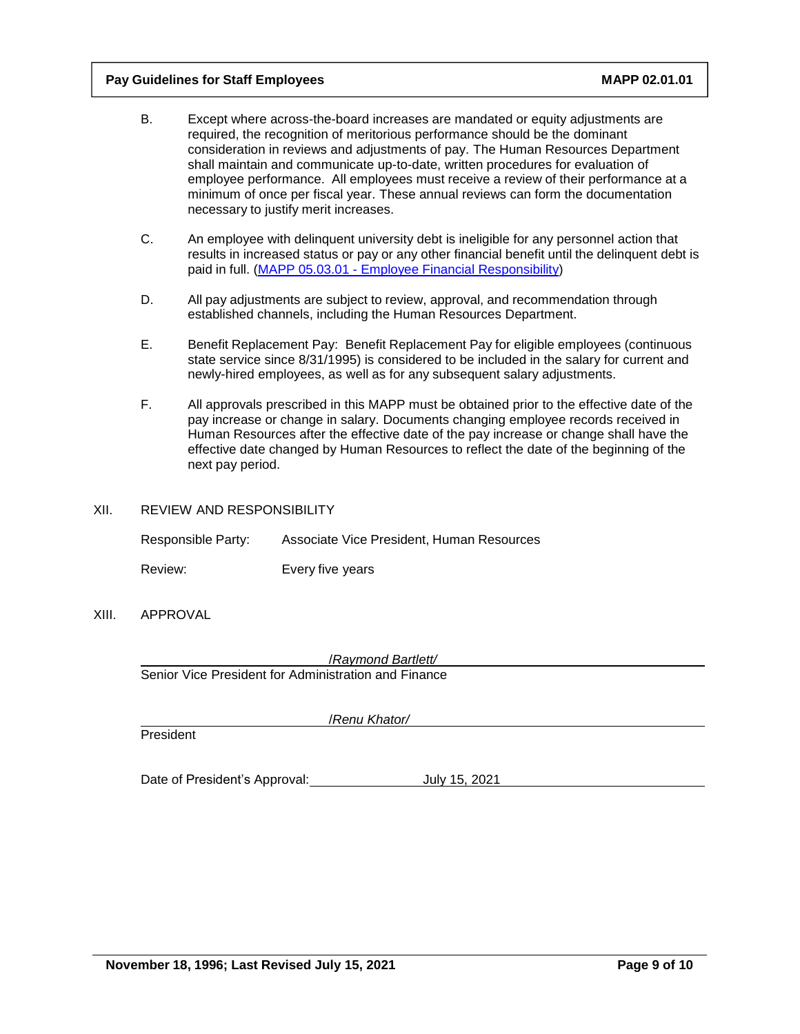B. Except where across-the-board increases are mandated or equity adjustments are required, the recognition of meritorious performance should be the dominant consideration in reviews and adjustments of pay. The Human Resources Department shall maintain and communicate up-to-date, written procedures for evaluation of employee performance. All employees must receive a review of their performance at a minimum of once per fiscal year. These annual reviews can form the documentation necessary to justify merit increases.

C. An employee with delinquent university debt is ineligible for any personnel action that results in increased status or pay or any other financial benefit until the delinquent debt is paid in full. ([MAPP 05.03.01 - Employee Financial Responsibility](MAPP 05.03.01 - Employee Financial Responsibility))

D. All pay adjustments are subject to review, approval, and recommendation through established channels, including the Human Resources Department.

E. Benefit Replacement Pay: Benefit Replacement Pay for eligible employees (continuous state service since 8/31/1995) is considered to be included in the salary for current and newly-hired employees, as well as for any subsequent salary adjustments.

F. All approvals prescribed in this MAPP must be obtained prior to the effective date of the pay increase or change in salary. Documents changing employee records received in Human Resources after the effective date of the pay increase or change shall have the effective date changed by Human Resources to reflect the date of the beginning of the next pay period.

## XII. REVIEW AND RESPONSIBILITY

Responsible Party: Associate Vice President, Human Resources

Review: Every five years

## XIII. APPROVAL

*/Raymond Bartlett/*
Senior Vice President for Administration and Finance

*/Renu Khator/*
President

Date of President's Approval: July 15, 2021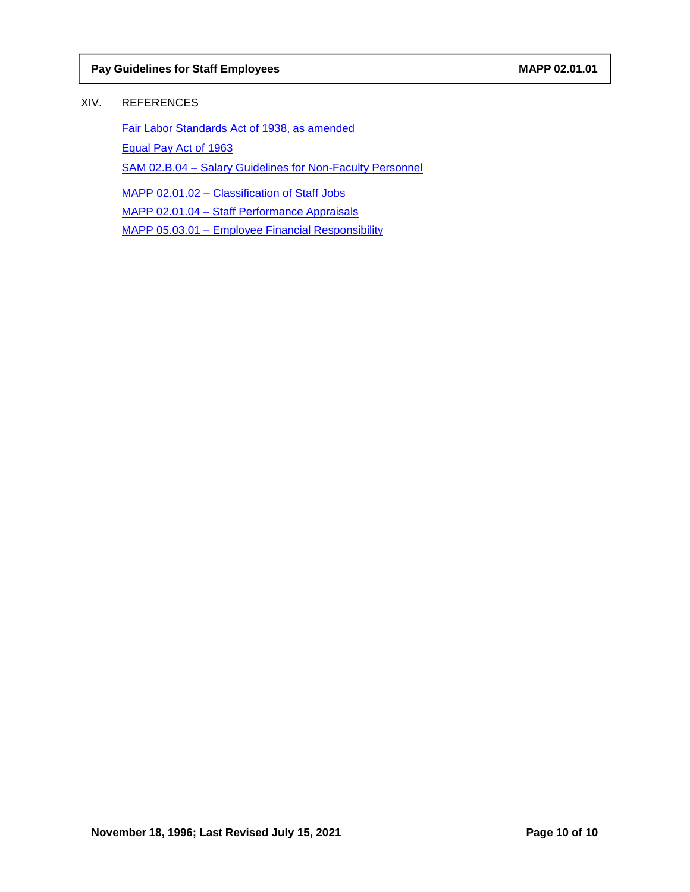## XIV. REFERENCES

Fair Labor Standards Act of 1938, as amended

Equal Pay Act of 1963

SAM 02.B.04 – Salary Guidelines for Non-Faculty Personnel

MAPP 02.01.02 – Classification of Staff Jobs

MAPP 02.01.04 – Staff Performance Appraisals

MAPP 05.03.01 – Employee Financial Responsibility